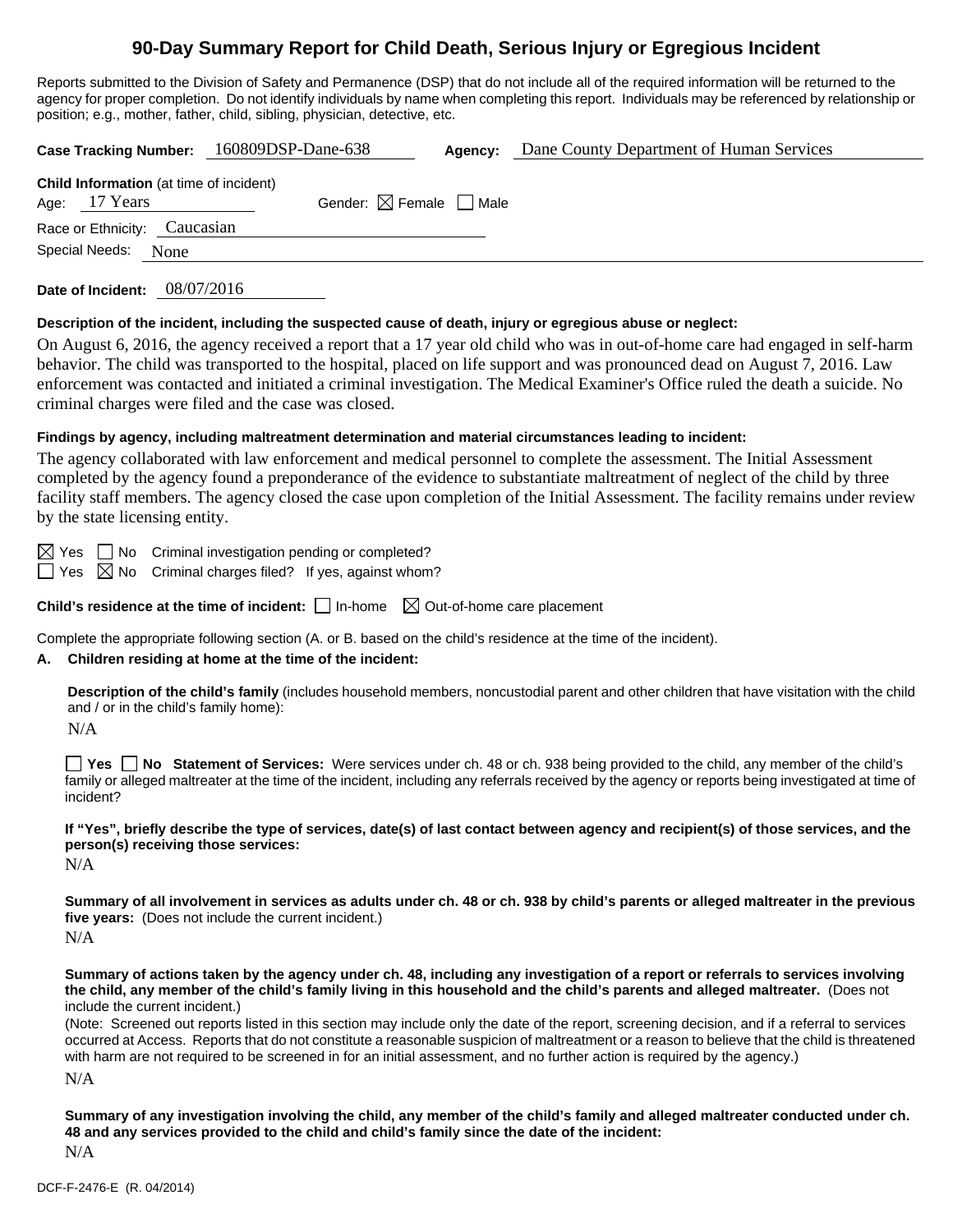# 90-Day Summary Report for Child Death, Serious Injury or Egregious Incident

Reports submitted to the Division of Safety and Permanence (DSP) that do not include all of the required information will be returned to the agency for proper completion. Do not identify individuals by name when completing this report. Individuals may be referenced by relationship or position; e.g., mother, father, child, sibling, physician, detective, etc.

**Case Tracking Number:** 160809DSP-Dane-638 **Agency:** Dane County Department of Human Services

**Child Information** (at time of incident)

Age: 17 Years Gender: ☒ Female ☐ Male

Race or Ethnicity: Caucasian

Special Needs: None

**Date of Incident:** 08/07/2016

**Description of the incident, including the suspected cause of death, injury or egregious abuse or neglect:**

On August 6, 2016, the agency received a report that a 17 year old child who was in out-of-home care had engaged in self-harm behavior. The child was transported to the hospital, placed on life support and was pronounced dead on August 7, 2016. Law enforcement was contacted and initiated a criminal investigation. The Medical Examiner's Office ruled the death a suicide. No criminal charges were filed and the case was closed.

**Findings by agency, including maltreatment determination and material circumstances leading to incident:**

The agency collaborated with law enforcement and medical personnel to complete the assessment. The Initial Assessment completed by the agency found a preponderance of the evidence to substantiate maltreatment of neglect of the child by three facility staff members. The agency closed the case upon completion of the Initial Assessment. The facility remains under review by the state licensing entity.

☒ Yes ☐ No Criminal investigation pending or completed?

☐ Yes ☒ No Criminal charges filed? If yes, against whom?

**Child's residence at the time of incident:** ☐ In-home ☒ Out-of-home care placement

Complete the appropriate following section (A. or B. based on the child's residence at the time of the incident).

**A. Children residing at home at the time of the incident:**

**Description of the child's family** (includes household members, noncustodial parent and other children that have visitation with the child and / or in the child's family home):

N/A

☐ **Yes** ☐ **No Statement of Services:** Were services under ch. 48 or ch. 938 being provided to the child, any member of the child's family or alleged maltreater at the time of the incident, including any referrals received by the agency or reports being investigated at time of incident?

**If "Yes", briefly describe the type of services, date(s) of last contact between agency and recipient(s) of those services, and the person(s) receiving those services:**

N/A

**Summary of all involvement in services as adults under ch. 48 or ch. 938 by child's parents or alleged maltreater in the previous five years:** (Does not include the current incident.)

N/A

**Summary of actions taken by the agency under ch. 48, including any investigation of a report or referrals to services involving the child, any member of the child's family living in this household and the child's parents and alleged maltreater.** (Does not include the current incident.)

(Note: Screened out reports listed in this section may include only the date of the report, screening decision, and if a referral to services occurred at Access. Reports that do not constitute a reasonable suspicion of maltreatment or a reason to believe that the child is threatened with harm are not required to be screened in for an initial assessment, and no further action is required by the agency.)

N/A

**Summary of any investigation involving the child, any member of the child's family and alleged maltreater conducted under ch. 48 and any services provided to the child and child's family since the date of the incident:**

N/A

DCF-F-2476-E (R. 04/2014)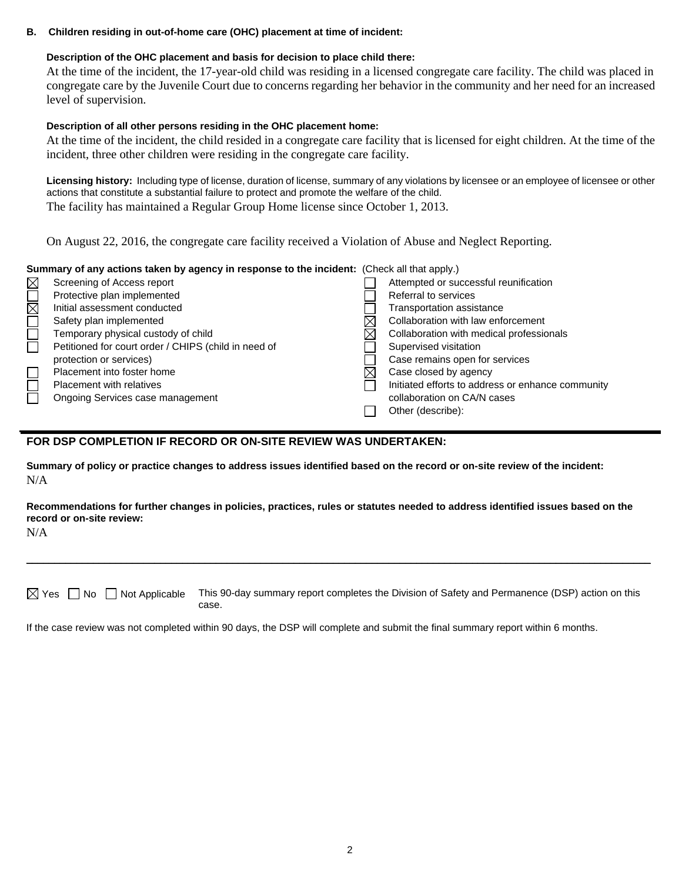**B. Children residing in out-of-home care (OHC) placement at time of incident:**

**Description of the OHC placement and basis for decision to place child there:**

At the time of the incident, the 17-year-old child was residing in a licensed congregate care facility. The child was placed in congregate care by the Juvenile Court due to concerns regarding her behavior in the community and her need for an increased level of supervision.

**Description of all other persons residing in the OHC placement home:**

At the time of the incident, the child resided in a congregate care facility that is licensed for eight children. At the time of the incident, three other children were residing in the congregate care facility.

**Licensing history:** Including type of license, duration of license, summary of any violations by licensee or an employee of licensee or other actions that constitute a substantial failure to protect and promote the welfare of the child.

The facility has maintained a Regular Group Home license since October 1, 2013.

On August 22, 2016, the congregate care facility received a Violation of Abuse and Neglect Reporting.

**Summary of any actions taken by agency in response to the incident:** (Check all that apply.)

- [x] Screening of Access report
- [ ] Protective plan implemented
- [x] Initial assessment conducted
- [ ] Safety plan implemented
- [ ] Temporary physical custody of child
- [ ] Petitioned for court order / CHIPS (child in need of protection or services)
- [ ] Placement into foster home
- [ ] Placement with relatives
- [ ] Ongoing Services case management
- [ ] Attempted or successful reunification
- [ ] Referral to services
- [ ] Transportation assistance
- [x] Collaboration with law enforcement
- [x] Collaboration with medical professionals
- [ ] Supervised visitation
- [ ] Case remains open for services
- [x] Case closed by agency
- [ ] Initiated efforts to address or enhance community collaboration on CA/N cases
- [ ] Other (describe):

## FOR DSP COMPLETION IF RECORD OR ON-SITE REVIEW WAS UNDERTAKEN:

**Summary of policy or practice changes to address issues identified based on the record or on-site review of the incident:**

N/A

**Recommendations for further changes in policies, practices, rules or statutes needed to address identified issues based on the record or on-site review:**

N/A

---

[x] Yes [ ] No [ ] Not Applicable — This 90-day summary report completes the Division of Safety and Permanence (DSP) action on this case.

If the case review was not completed within 90 days, the DSP will complete and submit the final summary report within 6 months.